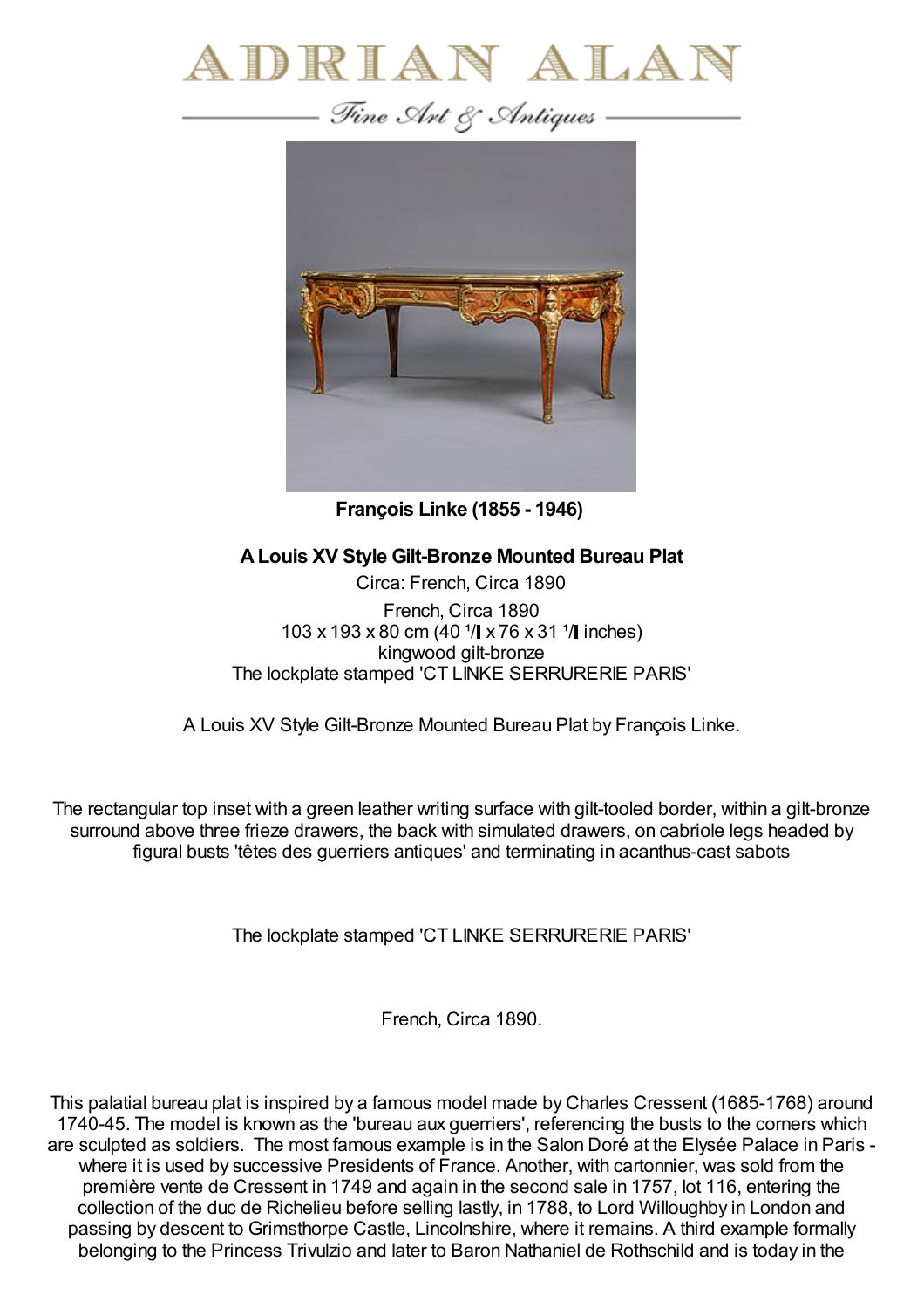# ADRIAN ALAN

*Fine Art & Antiques*

**François Linke (1855 - 1946)**

**A Louis XV Style Gilt-Bronze Mounted Bureau Plat**

Circa: French, Circa 1890

French, Circa 1890
103 x 193 x 80 cm (40 ¹/▌x 76 x 31 ¹/▌inches)
kingwood gilt-bronze
The lockplate stamped 'CT LINKE SERRURERIE PARIS'

A Louis XV Style Gilt-Bronze Mounted Bureau Plat by François Linke.

The rectangular top inset with a green leather writing surface with gilt-tooled border, within a gilt-bronze surround above three frieze drawers, the back with simulated drawers, on cabriole legs headed by figural busts 'têtes des guerriers antiques' and terminating in acanthus-cast sabots

The lockplate stamped 'CT LINKE SERRURERIE PARIS'

French, Circa 1890.

This palatial bureau plat is inspired by a famous model made by Charles Cressent (1685-1768) around 1740-45. The model is known as the 'bureau aux guerriers', referencing the busts to the corners which are sculpted as soldiers. The most famous example is in the Salon Doré at the Elysée Palace in Paris - where it is used by successive Presidents of France. Another, with cartonnier, was sold from the première vente de Cressent in 1749 and again in the second sale in 1757, lot 116, entering the collection of the duc de Richelieu before selling lastly, in 1788, to Lord Willoughby in London and passing by descent to Grimsthorpe Castle, Lincolnshire, where it remains. A third example formally belonging to the Princess Trivulzio and later to Baron Nathaniel de Rothschild and is today in the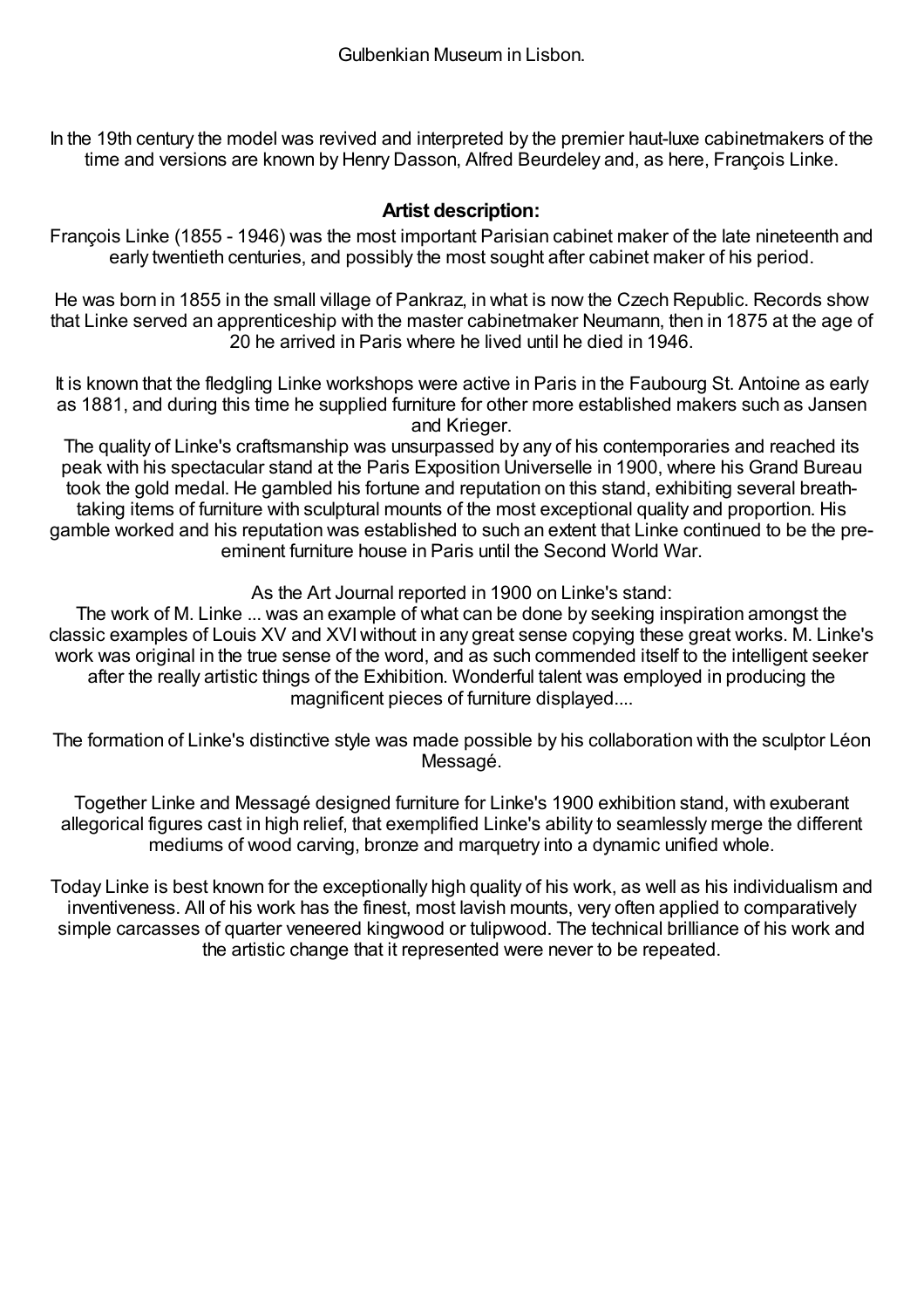Gulbenkian Museum in Lisbon.

In the 19th century the model was revived and interpreted by the premier haut-luxe cabinetmakers of the time and versions are known by Henry Dasson, Alfred Beurdeley and, as here, François Linke.

**Artist description:**

François Linke (1855 - 1946) was the most important Parisian cabinet maker of the late nineteenth and early twentieth centuries, and possibly the most sought after cabinet maker of his period.

He was born in 1855 in the small village of Pankraz, in what is now the Czech Republic. Records show that Linke served an apprenticeship with the master cabinetmaker Neumann, then in 1875 at the age of 20 he arrived in Paris where he lived until he died in 1946.

It is known that the fledgling Linke workshops were active in Paris in the Faubourg St. Antoine as early as 1881, and during this time he supplied furniture for other more established makers such as Jansen and Krieger.

The quality of Linke's craftsmanship was unsurpassed by any of his contemporaries and reached its peak with his spectacular stand at the Paris Exposition Universelle in 1900, where his Grand Bureau took the gold medal. He gambled his fortune and reputation on this stand, exhibiting several breath-taking items of furniture with sculptural mounts of the most exceptional quality and proportion. His gamble worked and his reputation was established to such an extent that Linke continued to be the pre-eminent furniture house in Paris until the Second World War.

As the Art Journal reported in 1900 on Linke's stand:

The work of M. Linke ... was an example of what can be done by seeking inspiration amongst the classic examples of Louis XV and XVI without in any great sense copying these great works. M. Linke's work was original in the true sense of the word, and as such commended itself to the intelligent seeker after the really artistic things of the Exhibition. Wonderful talent was employed in producing the magnificent pieces of furniture displayed....

The formation of Linke's distinctive style was made possible by his collaboration with the sculptor Léon Messagé.

Together Linke and Messagé designed furniture for Linke's 1900 exhibition stand, with exuberant allegorical figures cast in high relief, that exemplified Linke's ability to seamlessly merge the different mediums of wood carving, bronze and marquetry into a dynamic unified whole.

Today Linke is best known for the exceptionally high quality of his work, as well as his individualism and inventiveness. All of his work has the finest, most lavish mounts, very often applied to comparatively simple carcasses of quarter veneered kingwood or tulipwood. The technical brilliance of his work and the artistic change that it represented were never to be repeated.